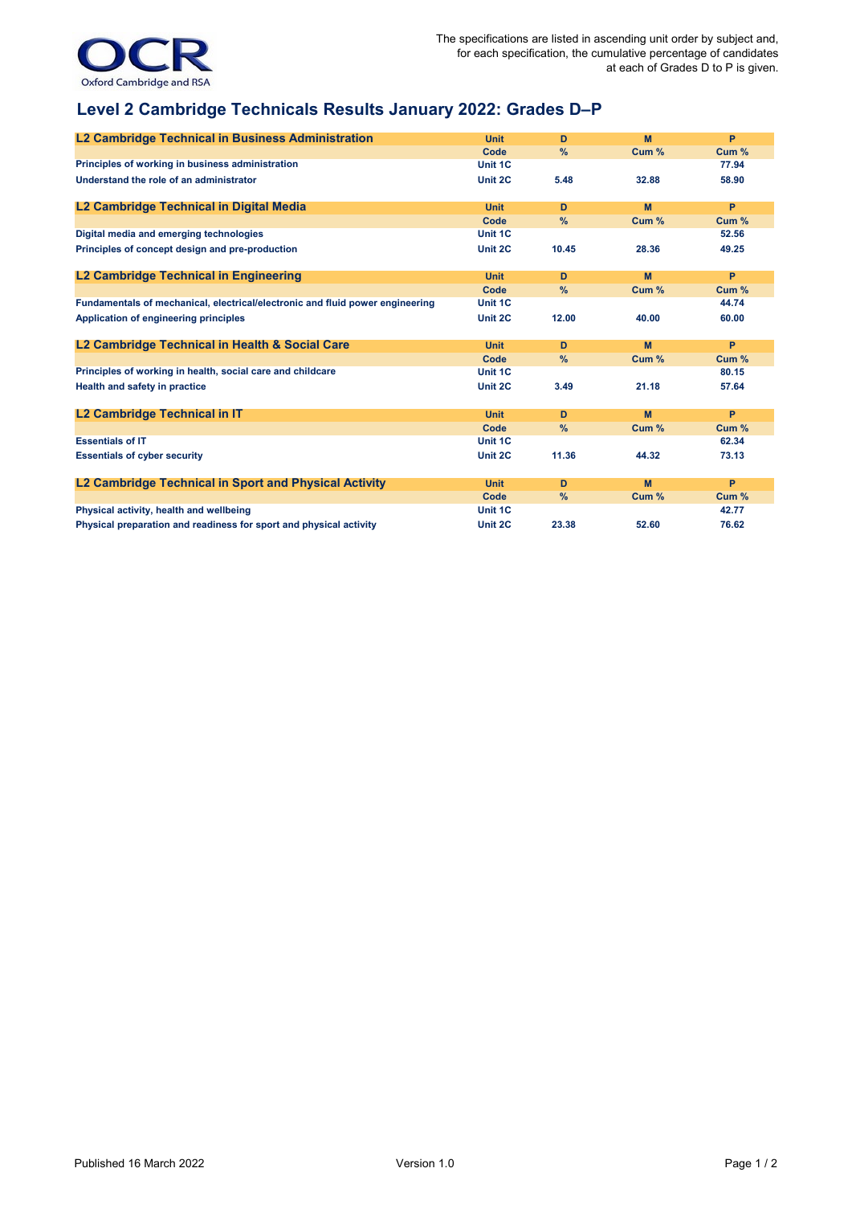The specifications are listed in ascending unit order by subject and, for each specification, the cumulative percentage of candidates at each of Grades D to P is given.

# Level 2 Cambridge Technicals Results January 2022: Grades D–P

| L2 Cambridge Technical in Business Administration | Unit | D | M | P |
|---|---|---|---|---|
| | Code | % | Cum % | Cum % |
| Principles of working in business administration | Unit 1C | | | 77.94 |
| Understand the role of an administrator | Unit 2C | 5.48 | 32.88 | 58.90 |

| L2 Cambridge Technical in Digital Media | Unit | D | M | P |
|---|---|---|---|---|
| | Code | % | Cum % | Cum % |
| Digital media and emerging technologies | Unit 1C | | | 52.56 |
| Principles of concept design and pre-production | Unit 2C | 10.45 | 28.36 | 49.25 |

| L2 Cambridge Technical in Engineering | Unit | D | M | P |
|---|---|---|---|---|
| | Code | % | Cum % | Cum % |
| Fundamentals of mechanical, electrical/electronic and fluid power engineering | Unit 1C | | | 44.74 |
| Application of engineering principles | Unit 2C | 12.00 | 40.00 | 60.00 |

| L2 Cambridge Technical in Health & Social Care | Unit | D | M | P |
|---|---|---|---|---|
| | Code | % | Cum % | Cum % |
| Principles of working in health, social care and childcare | Unit 1C | | | 80.15 |
| Health and safety in practice | Unit 2C | 3.49 | 21.18 | 57.64 |

| L2 Cambridge Technical in IT | Unit | D | M | P |
|---|---|---|---|---|
| | Code | % | Cum % | Cum % |
| Essentials of IT | Unit 1C | | | 62.34 |
| Essentials of cyber security | Unit 2C | 11.36 | 44.32 | 73.13 |

| L2 Cambridge Technical in Sport and Physical Activity | Unit | D | M | P |
|---|---|---|---|---|
| | Code | % | Cum % | Cum % |
| Physical activity, health and wellbeing | Unit 1C | | | 42.77 |
| Physical preparation and readiness for sport and physical activity | Unit 2C | 23.38 | 52.60 | 76.62 |

Published 16 March 2022 Version 1.0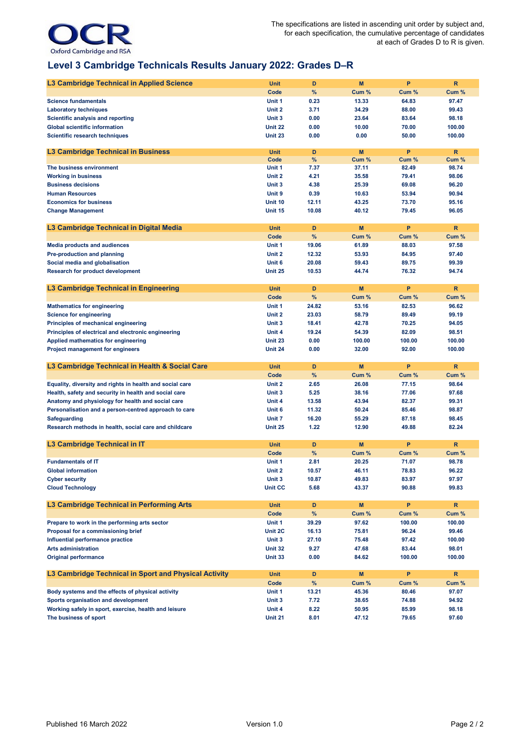The specifications are listed in ascending unit order by subject and, for each specification, the cumulative percentage of candidates at each of Grades D to R is given.

# Level 3 Cambridge Technicals Results January 2022: Grades D–R

| L3 Cambridge Technical in Applied Science | Unit Code | D % | M Cum % | P Cum % | R Cum % |
|---|---|---|---|---|---|
| Science fundamentals | Unit 1 | 0.23 | 13.33 | 64.83 | 97.47 |
| Laboratory techniques | Unit 2 | 3.71 | 34.29 | 88.00 | 99.43 |
| Scientific analysis and reporting | Unit 3 | 0.00 | 23.64 | 83.64 | 98.18 |
| Global scientific information | Unit 22 | 0.00 | 10.00 | 70.00 | 100.00 |
| Scientific research techniques | Unit 23 | 0.00 | 0.00 | 50.00 | 100.00 |

| L3 Cambridge Technical in Business | Unit Code | D % | M Cum % | P Cum % | R Cum % |
|---|---|---|---|---|---|
| The business environment | Unit 1 | 7.37 | 37.11 | 82.49 | 98.74 |
| Working in business | Unit 2 | 4.21 | 35.58 | 79.41 | 98.06 |
| Business decisions | Unit 3 | 4.38 | 25.39 | 69.08 | 96.20 |
| Human Resources | Unit 9 | 0.39 | 10.63 | 53.94 | 90.94 |
| Economics for business | Unit 10 | 12.11 | 43.25 | 73.70 | 95.16 |
| Change Management | Unit 15 | 10.08 | 40.12 | 79.45 | 96.05 |

| L3 Cambridge Technical in Digital Media | Unit Code | D % | M Cum % | P Cum % | R Cum % |
|---|---|---|---|---|---|
| Media products and audiences | Unit 1 | 19.06 | 61.89 | 88.03 | 97.58 |
| Pre-production and planning | Unit 2 | 12.32 | 53.93 | 84.95 | 97.40 |
| Social media and globalisation | Unit 6 | 20.08 | 59.43 | 89.75 | 99.39 |
| Research for product development | Unit 25 | 10.53 | 44.74 | 76.32 | 94.74 |

| L3 Cambridge Technical in Engineering | Unit Code | D % | M Cum % | P Cum % | R Cum % |
|---|---|---|---|---|---|
| Mathematics for engineering | Unit 1 | 24.82 | 53.16 | 82.53 | 96.62 |
| Science for engineering | Unit 2 | 23.03 | 58.79 | 89.49 | 99.19 |
| Principles of mechanical engineering | Unit 3 | 18.41 | 42.78 | 70.25 | 94.05 |
| Principles of electrical and electronic engineering | Unit 4 | 19.24 | 54.39 | 82.09 | 98.51 |
| Applied mathematics for engineering | Unit 23 | 0.00 | 100.00 | 100.00 | 100.00 |
| Project management for engineers | Unit 24 | 0.00 | 32.00 | 92.00 | 100.00 |

| L3 Cambridge Technical in Health & Social Care | Unit Code | D % | M Cum % | P Cum % | R Cum % |
|---|---|---|---|---|---|
| Equality, diversity and rights in health and social care | Unit 2 | 2.65 | 26.08 | 77.15 | 98.64 |
| Health, safety and security in health and social care | Unit 3 | 5.25 | 38.16 | 77.06 | 97.68 |
| Anatomy and physiology for health and social care | Unit 4 | 13.58 | 43.94 | 82.37 | 99.31 |
| Personalisation and a person-centred approach to care | Unit 6 | 11.32 | 50.24 | 85.46 | 98.87 |
| Safeguarding | Unit 7 | 16.20 | 55.29 | 87.18 | 98.45 |
| Research methods in health, social care and childcare | Unit 25 | 1.22 | 12.90 | 49.88 | 82.24 |

| L3 Cambridge Technical in IT | Unit Code | D % | M Cum % | P Cum % | R Cum % |
|---|---|---|---|---|---|
| Fundamentals of IT | Unit 1 | 2.81 | 20.25 | 71.07 | 98.78 |
| Global information | Unit 2 | 10.57 | 46.11 | 78.83 | 96.22 |
| Cyber security | Unit 3 | 10.87 | 49.83 | 83.97 | 97.97 |
| Cloud Technology | Unit CC | 5.68 | 43.37 | 90.88 | 99.83 |

| L3 Cambridge Technical in Performing Arts | Unit Code | D % | M Cum % | P Cum % | R Cum % |
|---|---|---|---|---|---|
| Prepare to work in the performing arts sector | Unit 1 | 39.29 | 97.62 | 100.00 | 100.00 |
| Proposal for a commissioning brief | Unit 2C | 16.13 | 75.81 | 96.24 | 99.46 |
| Influential performance practice | Unit 3 | 27.10 | 75.48 | 97.42 | 100.00 |
| Arts administration | Unit 32 | 9.27 | 47.68 | 83.44 | 98.01 |
| Original performance | Unit 33 | 0.00 | 84.62 | 100.00 | 100.00 |

| L3 Cambridge Technical in Sport and Physical Activity | Unit Code | D % | M Cum % | P Cum % | R Cum % |
|---|---|---|---|---|---|
| Body systems and the effects of physical activity | Unit 1 | 13.21 | 45.36 | 80.46 | 97.07 |
| Sports organisation and development | Unit 3 | 7.72 | 38.65 | 74.88 | 94.92 |
| Working safely in sport, exercise, health and leisure | Unit 4 | 8.22 | 50.95 | 85.99 | 98.18 |
| The business of sport | Unit 21 | 8.01 | 47.12 | 79.65 | 97.60 |

Published 16 March 2022 Version 1.0